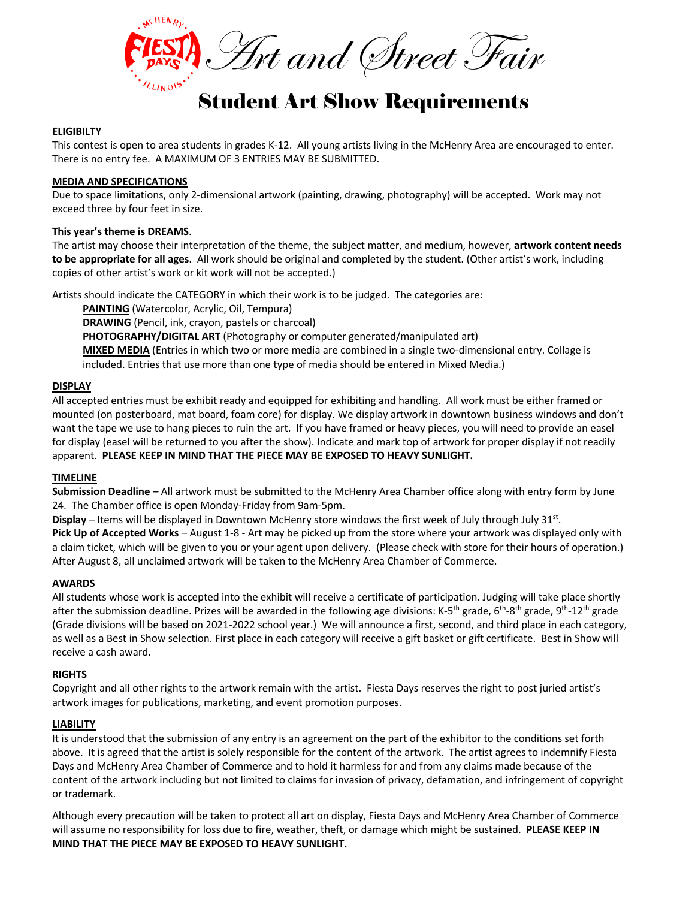# Art and Street Fair

## Student Art Show Requirements

**ELIGIBILTY**

This contest is open to area students in grades K-12. All young artists living in the McHenry Area are encouraged to enter. There is no entry fee. A MAXIMUM OF 3 ENTRIES MAY BE SUBMITTED.

**MEDIA AND SPECIFICATIONS**

Due to space limitations, only 2-dimensional artwork (painting, drawing, photography) will be accepted. Work may not exceed three by four feet in size.

**This year's theme is DREAMS**.

The artist may choose their interpretation of the theme, the subject matter, and medium, however, **artwork content needs to be appropriate for all ages**. All work should be original and completed by the student. (Other artist's work, including copies of other artist's work or kit work will not be accepted.)

Artists should indicate the CATEGORY in which their work is to be judged. The categories are:

- **PAINTING** (Watercolor, Acrylic, Oil, Tempura)
- **DRAWING** (Pencil, ink, crayon, pastels or charcoal)
- **PHOTOGRAPHY/DIGITAL ART** (Photography or computer generated/manipulated art)
- **MIXED MEDIA** (Entries in which two or more media are combined in a single two-dimensional entry. Collage is included. Entries that use more than one type of media should be entered in Mixed Media.)

**DISPLAY**

All accepted entries must be exhibit ready and equipped for exhibiting and handling. All work must be either framed or mounted (on posterboard, mat board, foam core) for display. We display artwork in downtown business windows and don't want the tape we use to hang pieces to ruin the art. If you have framed or heavy pieces, you will need to provide an easel for display (easel will be returned to you after the show). Indicate and mark top of artwork for proper display if not readily apparent. **PLEASE KEEP IN MIND THAT THE PIECE MAY BE EXPOSED TO HEAVY SUNLIGHT.**

**TIMELINE**

**Submission Deadline** – All artwork must be submitted to the McHenry Area Chamber office along with entry form by June 24. The Chamber office is open Monday-Friday from 9am-5pm.

**Display** – Items will be displayed in Downtown McHenry store windows the first week of July through July 31st.

**Pick Up of Accepted Works** – August 1-8 - Art may be picked up from the store where your artwork was displayed only with a claim ticket, which will be given to you or your agent upon delivery. (Please check with store for their hours of operation.) After August 8, all unclaimed artwork will be taken to the McHenry Area Chamber of Commerce.

**AWARDS**

All students whose work is accepted into the exhibit will receive a certificate of participation. Judging will take place shortly after the submission deadline. Prizes will be awarded in the following age divisions: K-5th grade, 6th-8th grade, 9th-12th grade (Grade divisions will be based on 2021-2022 school year.) We will announce a first, second, and third place in each category, as well as a Best in Show selection. First place in each category will receive a gift basket or gift certificate. Best in Show will receive a cash award.

**RIGHTS**

Copyright and all other rights to the artwork remain with the artist. Fiesta Days reserves the right to post juried artist's artwork images for publications, marketing, and event promotion purposes.

**LIABILITY**

It is understood that the submission of any entry is an agreement on the part of the exhibitor to the conditions set forth above. It is agreed that the artist is solely responsible for the content of the artwork. The artist agrees to indemnify Fiesta Days and McHenry Area Chamber of Commerce and to hold it harmless for and from any claims made because of the content of the artwork including but not limited to claims for invasion of privacy, defamation, and infringement of copyright or trademark.

Although every precaution will be taken to protect all art on display, Fiesta Days and McHenry Area Chamber of Commerce will assume no responsibility for loss due to fire, weather, theft, or damage which might be sustained. **PLEASE KEEP IN MIND THAT THE PIECE MAY BE EXPOSED TO HEAVY SUNLIGHT.**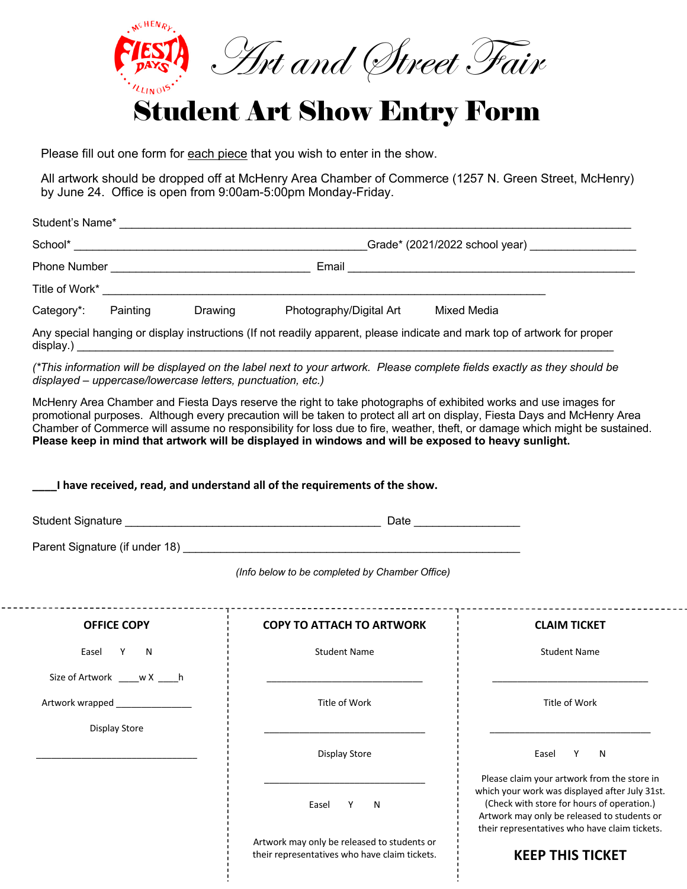McHENRY FIESTA DAYS ILLINOIS

# Art and Street Fair

# Student Art Show Entry Form

Please fill out one form for each piece that you wish to enter in the show.

All artwork should be dropped off at McHenry Area Chamber of Commerce (1257 N. Green Street, McHenry) by June 24. Office is open from 9:00am-5:00pm Monday-Friday.

Student's Name* ___________________________________________

School* ______________________________ Grade* (2021/2022 school year) ______________

Phone Number ______________________ Email ______________________________

Title of Work* ___________________________________________

Category*: Painting Drawing Photography/Digital Art Mixed Media

Any special hanging or display instructions (If not readily apparent, please indicate and mark top of artwork for proper display.) ___________________________________________

*(*This information will be displayed on the label next to your artwork. Please complete fields exactly as they should be displayed – uppercase/lowercase letters, punctuation, etc.)*

McHenry Area Chamber and Fiesta Days reserve the right to take photographs of exhibited works and use images for promotional purposes. Although every precaution will be taken to protect all art on display, Fiesta Days and McHenry Area Chamber of Commerce will assume no responsibility for loss due to fire, weather, theft, or damage which might be sustained. **Please keep in mind that artwork will be displayed in windows and will be exposed to heavy sunlight.**

**____I have received, read, and understand all of the requirements of the show.**

Student Signature ______________________________ Date ______________

Parent Signature (if under 18) ______________________________

*(Info below to be completed by Chamber Office)*

---

**OFFICE COPY**

Easel Y N

Size of Artwork ____w X ____h

Artwork wrapped ______________

Display Store

______________________________

---

**COPY TO ATTACH TO ARTWORK**

Student Name

______________________________

Title of Work

______________________________

Display Store

______________________________

Easel Y N

Artwork may only be released to students or their representatives who have claim tickets.

---

**CLAIM TICKET**

Student Name

______________________________

Title of Work

______________________________

Easel Y N

Please claim your artwork from the store in which your work was displayed after July 31st. (Check with store for hours of operation.) Artwork may only be released to students or their representatives who have claim tickets.

**KEEP THIS TICKET**